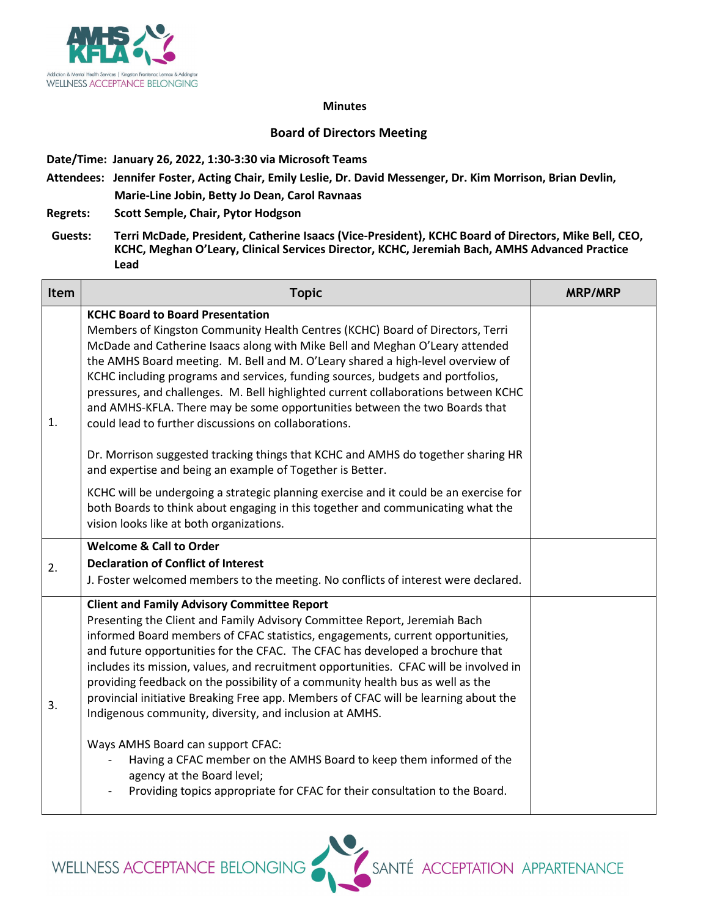## Minutes

## Board of Directors Meeting

**Date/Time:** **January 26, 2022, 1:30-3:30 via Microsoft Teams**

**Attendees:** **Jennifer Foster, Acting Chair, Emily Leslie, Dr. David Messenger, Dr. Kim Morrison, Brian Devlin, Marie-Line Jobin, Betty Jo Dean, Carol Ravnaas**

**Regrets:** **Scott Semple, Chair, Pytor Hodgson**

**Guests:** **Terri McDade, President, Catherine Isaacs (Vice-President), KCHC Board of Directors, Mike Bell, CEO, KCHC, Meghan O'Leary, Clinical Services Director, KCHC, Jeremiah Bach, AMHS Advanced Practice Lead**

| Item | Topic | MRP/MRP |
|---|---|---|
| 1. | **KCHC Board to Board Presentation**<br>Members of Kingston Community Health Centres (KCHC) Board of Directors, Terri McDade and Catherine Isaacs along with Mike Bell and Meghan O'Leary attended the AMHS Board meeting. M. Bell and M. O'Leary shared a high-level overview of KCHC including programs and services, funding sources, budgets and portfolios, pressures, and challenges. M. Bell highlighted current collaborations between KCHC and AMHS-KFLA. There may be some opportunities between the two Boards that could lead to further discussions on collaborations.<br><br>Dr. Morrison suggested tracking things that KCHC and AMHS do together sharing HR and expertise and being an example of Together is Better.<br><br>KCHC will be undergoing a strategic planning exercise and it could be an exercise for both Boards to think about engaging in this together and communicating what the vision looks like at both organizations. | |
| 2. | **Welcome & Call to Order**<br>**Declaration of Conflict of Interest**<br>J. Foster welcomed members to the meeting. No conflicts of interest were declared. | |
| 3. | **Client and Family Advisory Committee Report**<br>Presenting the Client and Family Advisory Committee Report, Jeremiah Bach informed Board members of CFAC statistics, engagements, current opportunities, and future opportunities for the CFAC. The CFAC has developed a brochure that includes its mission, values, and recruitment opportunities. CFAC will be involved in providing feedback on the possibility of a community health bus as well as the provincial initiative Breaking Free app. Members of CFAC will be learning about the Indigenous community, diversity, and inclusion at AMHS.<br><br>Ways AMHS Board can support CFAC:<br>- Having a CFAC member on the AMHS Board to keep them informed of the agency at the Board level;<br>- Providing topics appropriate for CFAC for their consultation to the Board. | |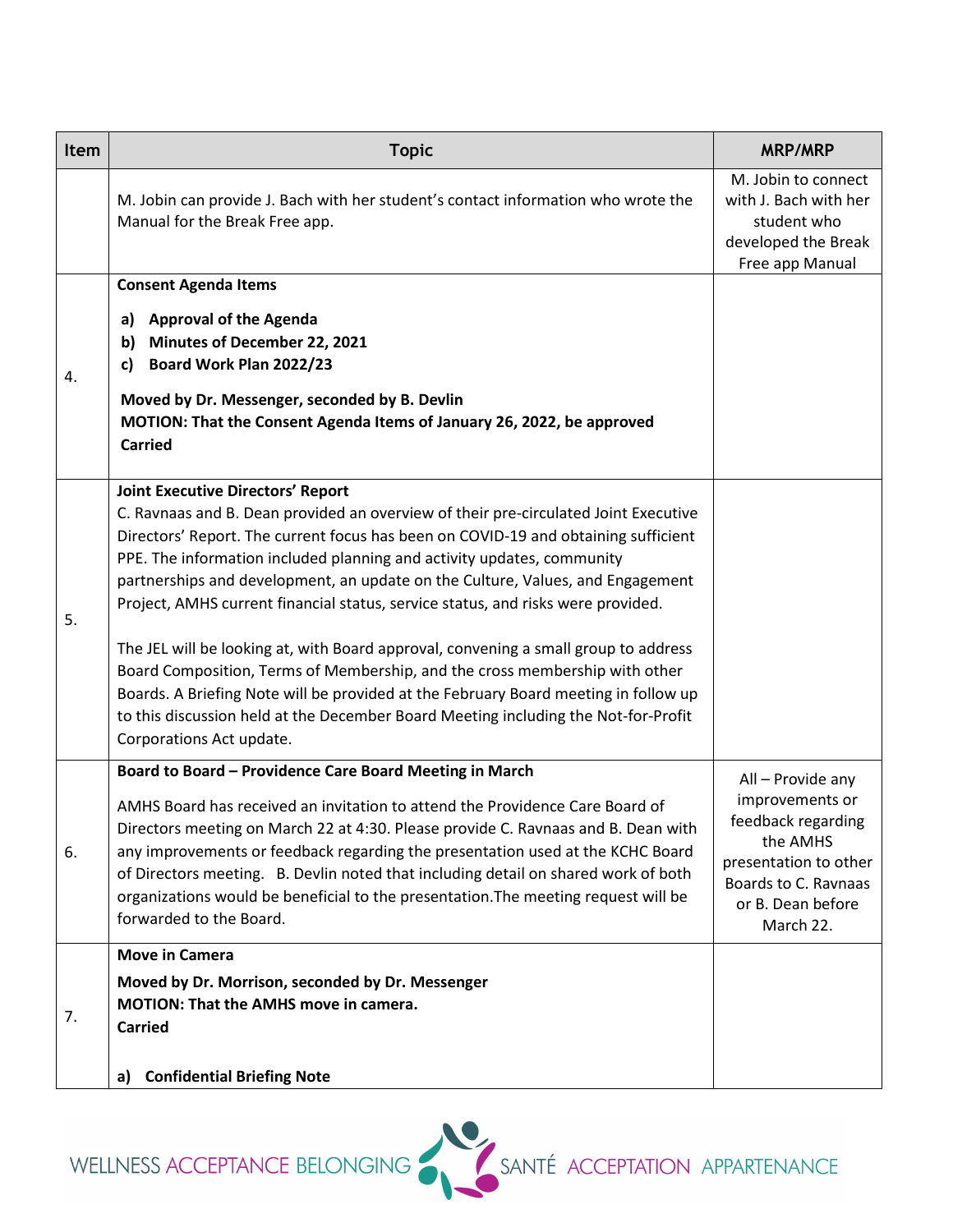| Item | Topic | MRP/MRP |
|---|---|---|
| | M. Jobin can provide J. Bach with her student's contact information who wrote the Manual for the Break Free app. | M. Jobin to connect with J. Bach with her student who developed the Break Free app Manual |
| 4. | **Consent Agenda Items**<br><br>**a) Approval of the Agenda**<br>**b) Minutes of December 22, 2021**<br>**c) Board Work Plan 2022/23**<br><br>**Moved by Dr. Messenger, seconded by B. Devlin**<br>**MOTION: That the Consent Agenda Items of January 26, 2022, be approved**<br>**Carried** | |
| 5. | **Joint Executive Directors' Report**<br>C. Ravnaas and B. Dean provided an overview of their pre-circulated Joint Executive Directors' Report. The current focus has been on COVID-19 and obtaining sufficient PPE. The information included planning and activity updates, community partnerships and development, an update on the Culture, Values, and Engagement Project, AMHS current financial status, service status, and risks were provided.<br><br>The JEL will be looking at, with Board approval, convening a small group to address Board Composition, Terms of Membership, and the cross membership with other Boards. A Briefing Note will be provided at the February Board meeting in follow up to this discussion held at the December Board Meeting including the Not-for-Profit Corporations Act update. | |
| 6. | **Board to Board – Providence Care Board Meeting in March**<br><br>AMHS Board has received an invitation to attend the Providence Care Board of Directors meeting on March 22 at 4:30. Please provide C. Ravnaas and B. Dean with any improvements or feedback regarding the presentation used at the KCHC Board of Directors meeting. B. Devlin noted that including detail on shared work of both organizations would be beneficial to the presentation.The meeting request will be forwarded to the Board. | All – Provide any improvements or feedback regarding the AMHS presentation to other Boards to C. Ravnaas or B. Dean before March 22. |
| 7. | **Move in Camera**<br><br>**Moved by Dr. Morrison, seconded by Dr. Messenger**<br>**MOTION: That the AMHS move in camera.**<br>**Carried**<br><br>**a) Confidential Briefing Note** | |

WELLNESS ACCEPTANCE BELONGING SANTÉ ACCEPTATION APPARTENANCE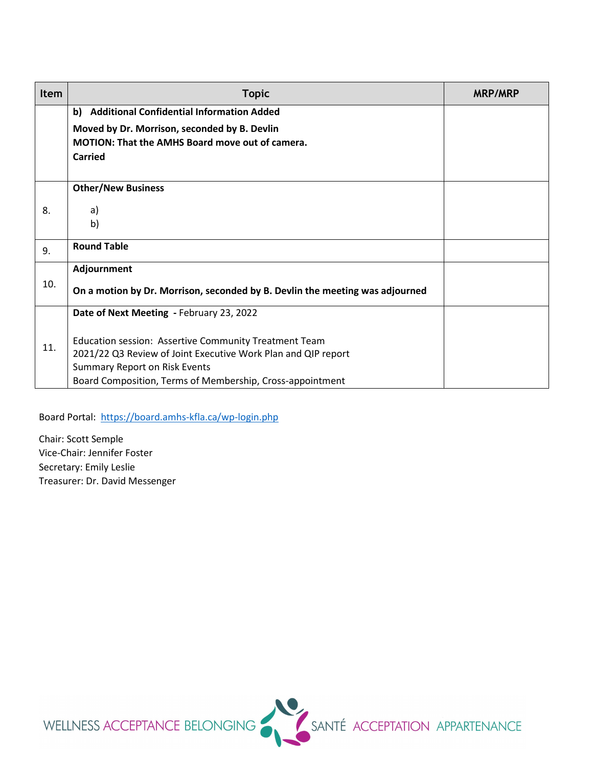| Item | Topic | MRP/MRP |
|---|---|---|
| | **b) Additional Confidential Information Added**<br>**Moved by Dr. Morrison, seconded by B. Devlin**<br>**MOTION: That the AMHS Board move out of camera.**<br>**Carried** | |
| 8. | **Other/New Business**<br>a)<br>b) | |
| 9. | **Round Table** | |
| 10. | **Adjournment**<br>**On a motion by Dr. Morrison, seconded by B. Devlin the meeting was adjourned** | |
| 11. | **Date of Next Meeting** - February 23, 2022<br><br>Education session: Assertive Community Treatment Team<br>2021/22 Q3 Review of Joint Executive Work Plan and QIP report<br>Summary Report on Risk Events<br>Board Composition, Terms of Membership, Cross-appointment | |

Board Portal: https://board.amhs-kfla.ca/wp-login.php

Chair: Scott Semple
Vice-Chair: Jennifer Foster
Secretary: Emily Leslie
Treasurer: Dr. David Messenger